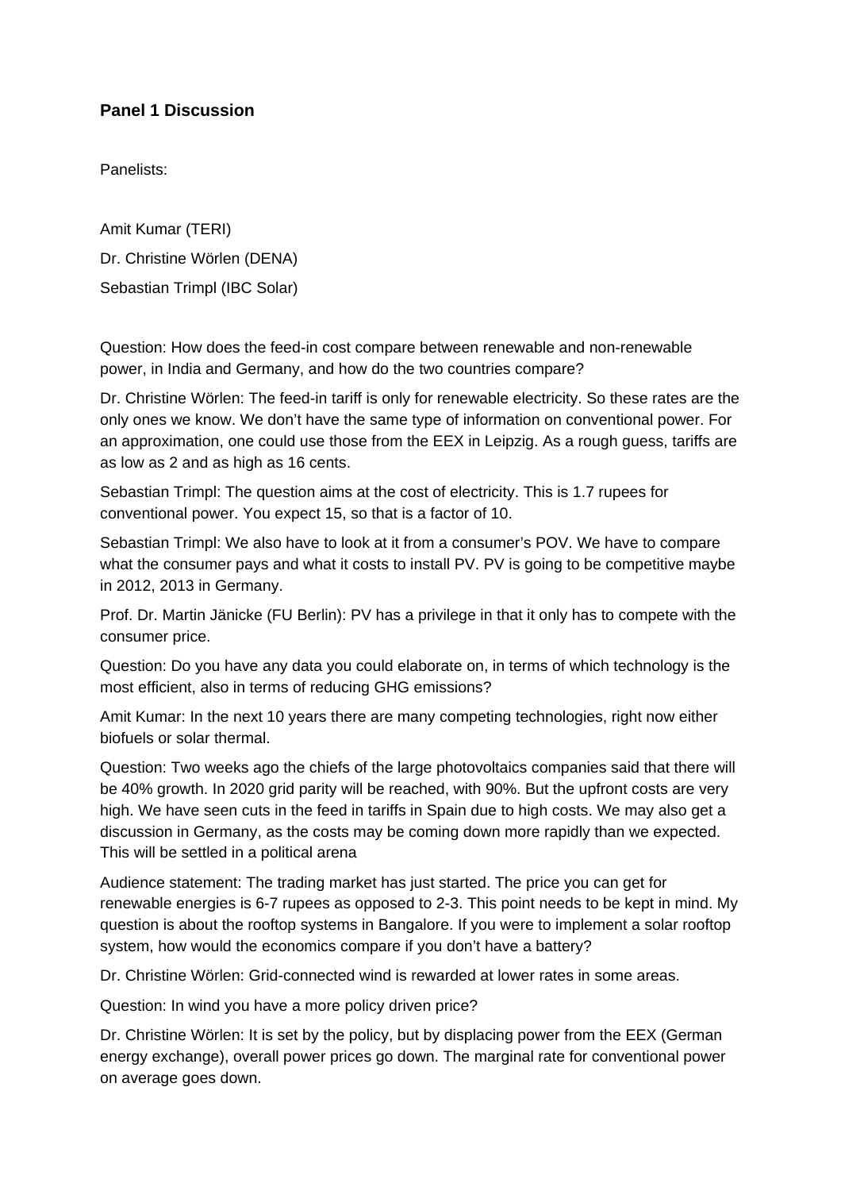## Panel 1 Discussion

Panelists:

Amit Kumar (TERI)

Dr. Christine Wörlen (DENA)

Sebastian Trimpl (IBC Solar)

Question: How does the feed-in cost compare between renewable and non-renewable power, in India and Germany, and how do the two countries compare?

Dr. Christine Wörlen: The feed-in tariff is only for renewable electricity. So these rates are the only ones we know. We don't have the same type of information on conventional power. For an approximation, one could use those from the EEX in Leipzig. As a rough guess, tariffs are as low as 2 and as high as 16 cents.

Sebastian Trimpl: The question aims at the cost of electricity. This is 1.7 rupees for conventional power. You expect 15, so that is a factor of 10.

Sebastian Trimpl: We also have to look at it from a consumer's POV. We have to compare what the consumer pays and what it costs to install PV. PV is going to be competitive maybe in 2012, 2013 in Germany.

Prof. Dr. Martin Jänicke (FU Berlin): PV has a privilege in that it only has to compete with the consumer price.

Question: Do you have any data you could elaborate on, in terms of which technology is the most efficient, also in terms of reducing GHG emissions?

Amit Kumar: In the next 10 years there are many competing technologies, right now either biofuels or solar thermal.

Question: Two weeks ago the chiefs of the large photovoltaics companies said that there will be 40% growth. In 2020 grid parity will be reached, with 90%. But the upfront costs are very high. We have seen cuts in the feed in tariffs in Spain due to high costs. We may also get a discussion in Germany, as the costs may be coming down more rapidly than we expected. This will be settled in a political arena

Audience statement: The trading market has just started. The price you can get for renewable energies is 6-7 rupees as opposed to 2-3. This point needs to be kept in mind. My question is about the rooftop systems in Bangalore. If you were to implement a solar rooftop system, how would the economics compare if you don't have a battery?

Dr. Christine Wörlen: Grid-connected wind is rewarded at lower rates in some areas.

Question: In wind you have a more policy driven price?

Dr. Christine Wörlen: It is set by the policy, but by displacing power from the EEX (German energy exchange), overall power prices go down. The marginal rate for conventional power on average goes down.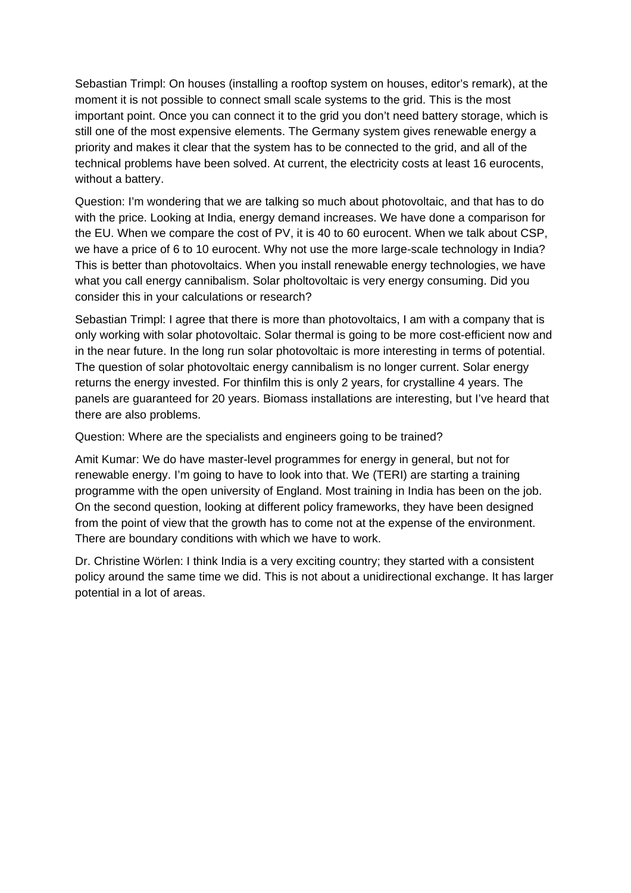Sebastian Trimpl: On houses (installing a rooftop system on houses, editor's remark), at the moment it is not possible to connect small scale systems to the grid. This is the most important point. Once you can connect it to the grid you don't need battery storage, which is still one of the most expensive elements. The Germany system gives renewable energy a priority and makes it clear that the system has to be connected to the grid, and all of the technical problems have been solved. At current, the electricity costs at least 16 eurocents, without a battery.

Question: I'm wondering that we are talking so much about photovoltaic, and that has to do with the price. Looking at India, energy demand increases. We have done a comparison for the EU. When we compare the cost of PV, it is 40 to 60 eurocent. When we talk about CSP, we have a price of 6 to 10 eurocent. Why not use the more large-scale technology in India? This is better than photovoltaics. When you install renewable energy technologies, we have what you call energy cannibalism. Solar pholtovoltaic is very energy consuming. Did you consider this in your calculations or research?

Sebastian Trimpl: I agree that there is more than photovoltaics, I am with a company that is only working with solar photovoltaic. Solar thermal is going to be more cost-efficient now and in the near future. In the long run solar photovoltaic is more interesting in terms of potential. The question of solar photovoltaic energy cannibalism is no longer current. Solar energy returns the energy invested. For thinfilm this is only 2 years, for crystalline 4 years. The panels are guaranteed for 20 years. Biomass installations are interesting, but I've heard that there are also problems.

Question: Where are the specialists and engineers going to be trained?

Amit Kumar: We do have master-level programmes for energy in general, but not for renewable energy. I'm going to have to look into that. We (TERI) are starting a training programme with the open university of England. Most training in India has been on the job. On the second question, looking at different policy frameworks, they have been designed from the point of view that the growth has to come not at the expense of the environment. There are boundary conditions with which we have to work.

Dr. Christine Wörlen: I think India is a very exciting country; they started with a consistent policy around the same time we did. This is not about a unidirectional exchange. It has larger potential in a lot of areas.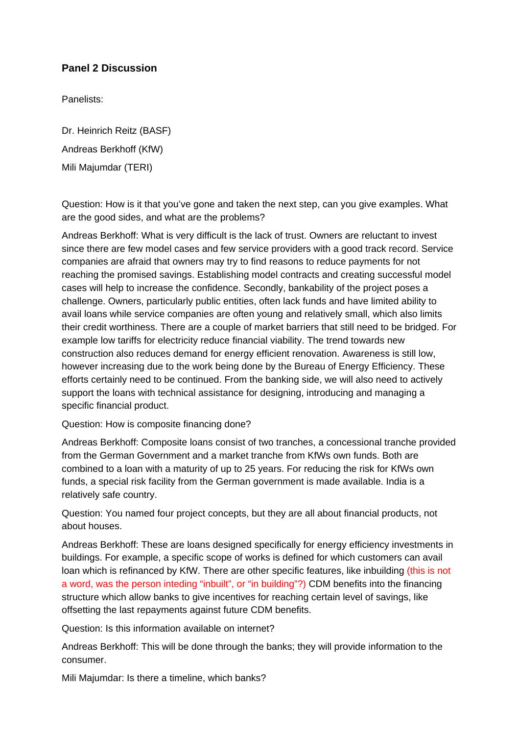### Panel 2 Discussion

Panelists:

Dr. Heinrich Reitz (BASF)

Andreas Berkhoff (KfW)

Mili Majumdar (TERI)

Question: How is it that you've gone and taken the next step, can you give examples. What are the good sides, and what are the problems?

Andreas Berkhoff: What is very difficult is the lack of trust. Owners are reluctant to invest since there are few model cases and few service providers with a good track record. Service companies are afraid that owners may try to find reasons to reduce payments for not reaching the promised savings. Establishing model contracts and creating successful model cases will help to increase the confidence. Secondly, bankability of the project poses a challenge. Owners, particularly public entities, often lack funds and have limited ability to avail loans while service companies are often young and relatively small, which also limits their credit worthiness. There are a couple of market barriers that still need to be bridged. For example low tariffs for electricity reduce financial viability. The trend towards new construction also reduces demand for energy efficient renovation. Awareness is still low, however increasing due to the work being done by the Bureau of Energy Efficiency. These efforts certainly need to be continued. From the banking side, we will also need to actively support the loans with technical assistance for designing, introducing and managing a specific financial product.

Question: How is composite financing done?

Andreas Berkhoff: Composite loans consist of two tranches, a concessional tranche provided from the German Government and a market tranche from KfWs own funds. Both are combined to a loan with a maturity of up to 25 years. For reducing the risk for KfWs own funds, a special risk facility from the German government is made available. India is a relatively safe country.

Question: You named four project concepts, but they are all about financial products, not about houses.

Andreas Berkhoff: These are loans designed specifically for energy efficiency investments in buildings. For example, a specific scope of works is defined for which customers can avail loan which is refinanced by KfW. There are other specific features, like inbuilding (this is not a word, was the person inteding "inbuilt", or "in building"?) CDM benefits into the financing structure which allow banks to give incentives for reaching certain level of savings, like offsetting the last repayments against future CDM benefits.

Question: Is this information available on internet?

Andreas Berkhoff: This will be done through the banks; they will provide information to the consumer.

Mili Majumdar: Is there a timeline, which banks?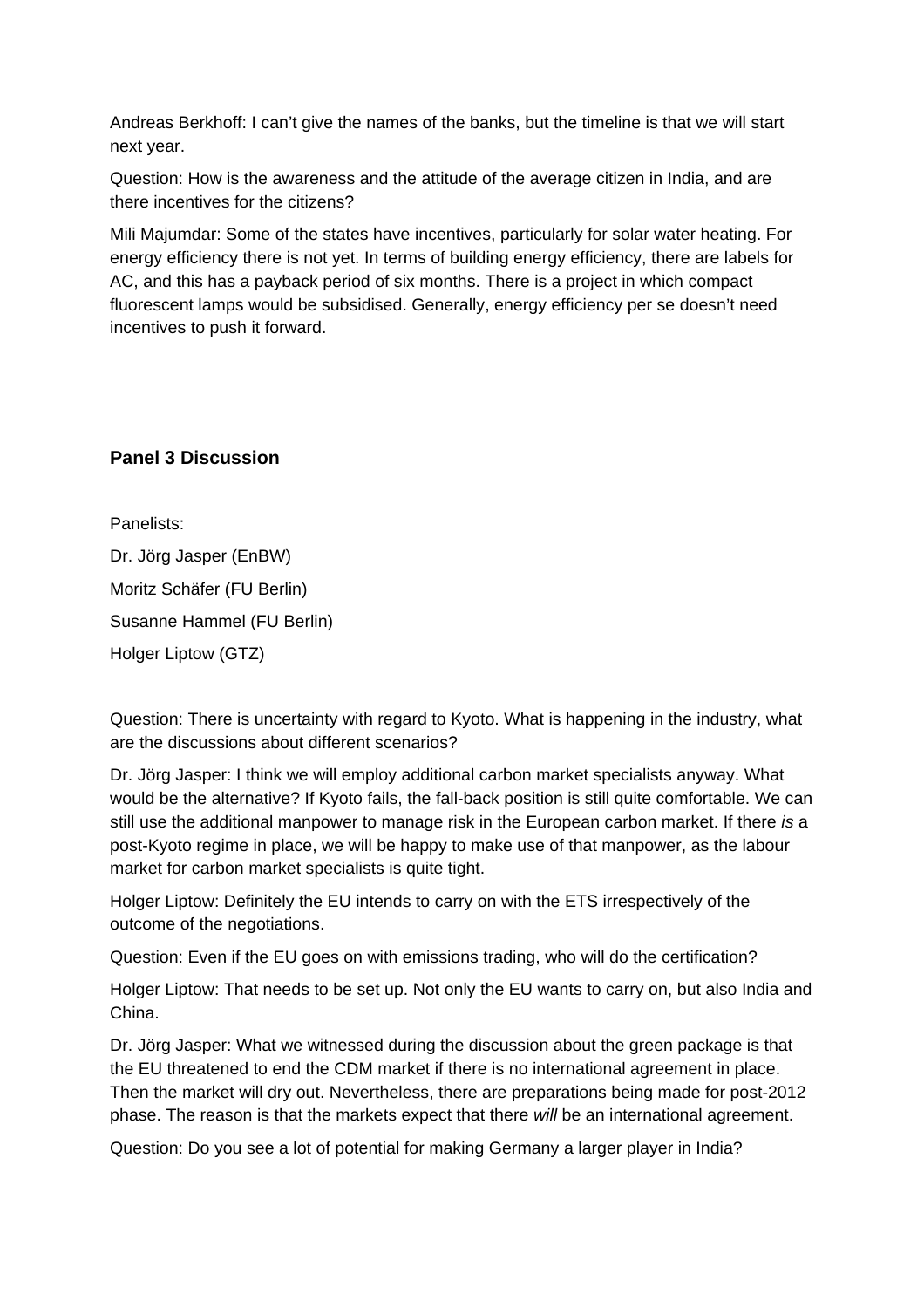Andreas Berkhoff: I can't give the names of the banks, but the timeline is that we will start next year.

Question: How is the awareness and the attitude of the average citizen in India, and are there incentives for the citizens?

Mili Majumdar: Some of the states have incentives, particularly for solar water heating. For energy efficiency there is not yet. In terms of building energy efficiency, there are labels for AC, and this has a payback period of six months. There is a project in which compact fluorescent lamps would be subsidised. Generally, energy efficiency per se doesn't need incentives to push it forward.

## Panel 3 Discussion

Panelists:

Dr. Jörg Jasper (EnBW)

Moritz Schäfer (FU Berlin)

Susanne Hammel (FU Berlin)

Holger Liptow (GTZ)

Question: There is uncertainty with regard to Kyoto. What is happening in the industry, what are the discussions about different scenarios?

Dr. Jörg Jasper: I think we will employ additional carbon market specialists anyway. What would be the alternative? If Kyoto fails, the fall-back position is still quite comfortable. We can still use the additional manpower to manage risk in the European carbon market. If there *is* a post-Kyoto regime in place, we will be happy to make use of that manpower, as the labour market for carbon market specialists is quite tight.

Holger Liptow: Definitely the EU intends to carry on with the ETS irrespectively of the outcome of the negotiations.

Question: Even if the EU goes on with emissions trading, who will do the certification?

Holger Liptow: That needs to be set up. Not only the EU wants to carry on, but also India and China.

Dr. Jörg Jasper: What we witnessed during the discussion about the green package is that the EU threatened to end the CDM market if there is no international agreement in place. Then the market will dry out. Nevertheless, there are preparations being made for post-2012 phase. The reason is that the markets expect that there *will* be an international agreement.

Question: Do you see a lot of potential for making Germany a larger player in India?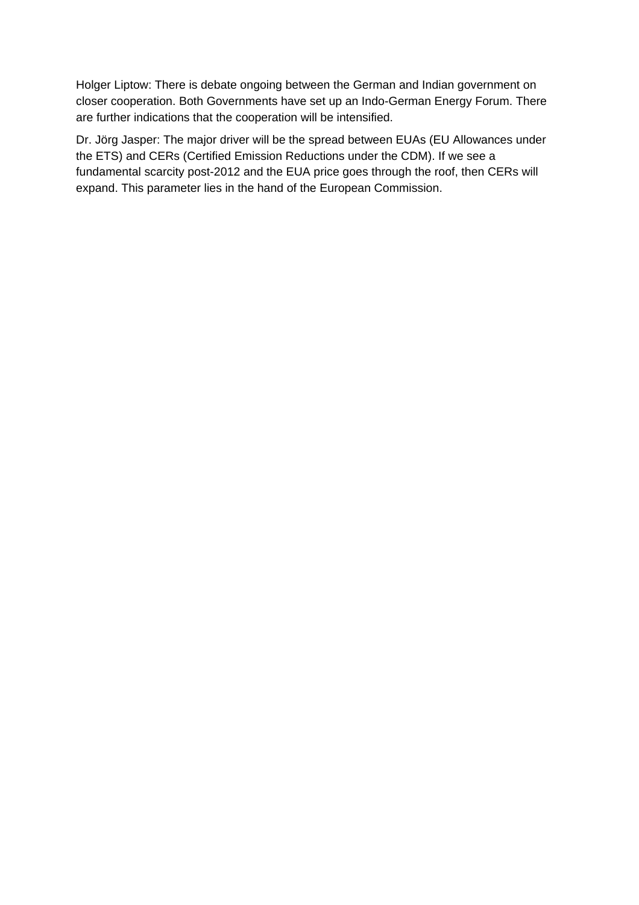Holger Liptow: There is debate ongoing between the German and Indian government on closer cooperation. Both Governments have set up an Indo-German Energy Forum. There are further indications that the cooperation will be intensified.

Dr. Jörg Jasper: The major driver will be the spread between EUAs (EU Allowances under the ETS) and CERs (Certified Emission Reductions under the CDM). If we see a fundamental scarcity post-2012 and the EUA price goes through the roof, then CERs will expand. This parameter lies in the hand of the European Commission.